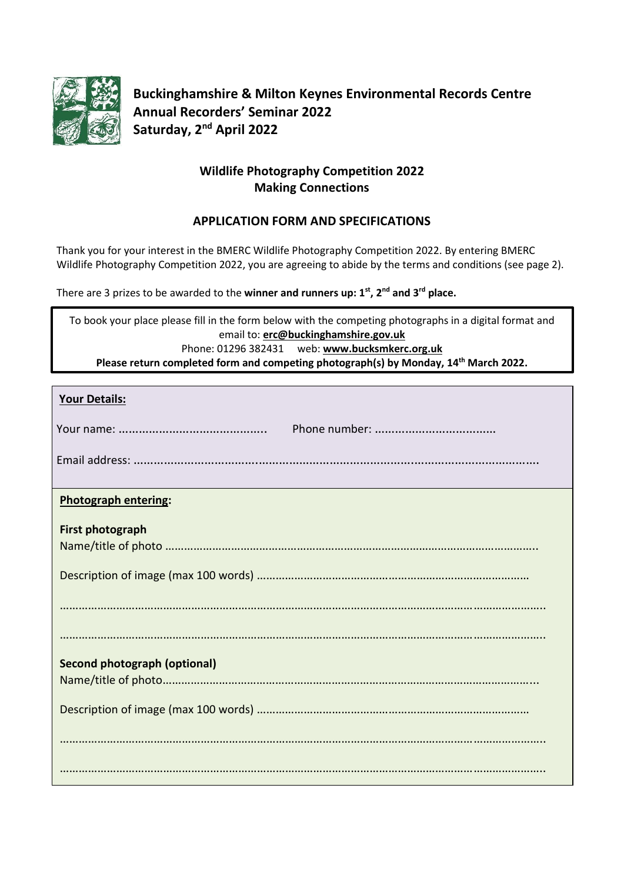**Buckinghamshire & Milton Keynes Environmental Records Centre**
**Annual Recorders' Seminar 2022**
**Saturday, 2nd April 2022**

## Wildlife Photography Competition 2022
## Making Connections

### APPLICATION FORM AND SPECIFICATIONS

Thank you for your interest in the BMERC Wildlife Photography Competition 2022. By entering BMERC Wildlife Photography Competition 2022, you are agreeing to abide by the terms and conditions (see page 2).

There are 3 prizes to be awarded to the **winner and runners up: 1st, 2nd and 3rd place.**

To book your place please fill in the form below with the competing photographs in a digital format and email to: **erc@buckinghamshire.gov.uk**
Phone: 01296 382431 web: **www.bucksmkerc.org.uk**
**Please return completed form and competing photograph(s) by Monday, 14th March 2022.**

**Your Details:**

Your name: ............................................ Phone number: ....................................

Email address: ..........................................................................................................................

**Photograph entering:**

**First photograph**

Name/title of photo ......................................................................................................................

Description of image (max 100 words) ......................................................................................

....................................................................................................................................................

....................................................................................................................................................

**Second photograph (optional)**

Name/title of photo......................................................................................................................

Description of image (max 100 words) ......................................................................................

....................................................................................................................................................

....................................................................................................................................................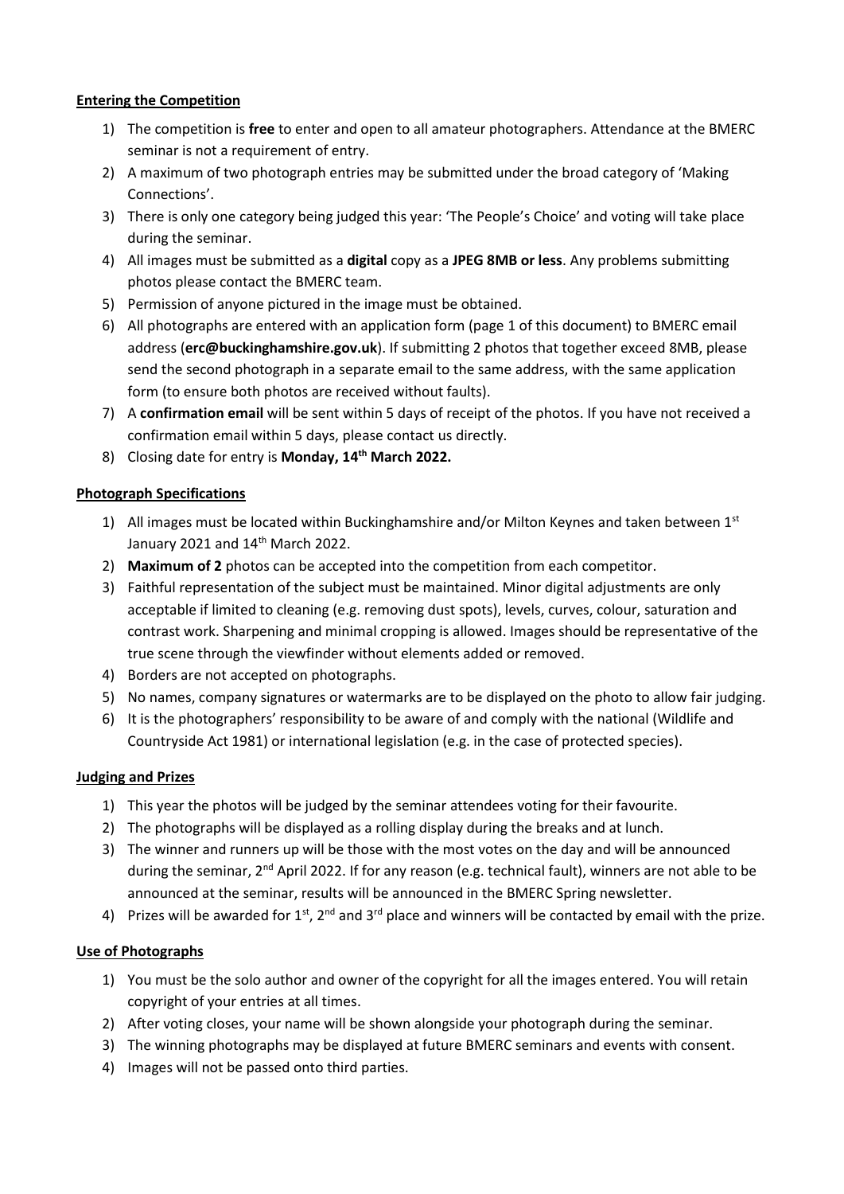**Entering the Competition**

1) The competition is **free** to enter and open to all amateur photographers. Attendance at the BMERC seminar is not a requirement of entry.
2) A maximum of two photograph entries may be submitted under the broad category of 'Making Connections'.
3) There is only one category being judged this year: 'The People's Choice' and voting will take place during the seminar.
4) All images must be submitted as a **digital** copy as a **JPEG 8MB or less**. Any problems submitting photos please contact the BMERC team.
5) Permission of anyone pictured in the image must be obtained.
6) All photographs are entered with an application form (page 1 of this document) to BMERC email address (**erc@buckinghamshire.gov.uk**). If submitting 2 photos that together exceed 8MB, please send the second photograph in a separate email to the same address, with the same application form (to ensure both photos are received without faults).
7) A **confirmation email** will be sent within 5 days of receipt of the photos. If you have not received a confirmation email within 5 days, please contact us directly.
8) Closing date for entry is **Monday, 14th March 2022.**

**Photograph Specifications**

1) All images must be located within Buckinghamshire and/or Milton Keynes and taken between 1st January 2021 and 14th March 2022.
2) **Maximum of 2** photos can be accepted into the competition from each competitor.
3) Faithful representation of the subject must be maintained. Minor digital adjustments are only acceptable if limited to cleaning (e.g. removing dust spots), levels, curves, colour, saturation and contrast work. Sharpening and minimal cropping is allowed. Images should be representative of the true scene through the viewfinder without elements added or removed.
4) Borders are not accepted on photographs.
5) No names, company signatures or watermarks are to be displayed on the photo to allow fair judging.
6) It is the photographers' responsibility to be aware of and comply with the national (Wildlife and Countryside Act 1981) or international legislation (e.g. in the case of protected species).

**Judging and Prizes**

1) This year the photos will be judged by the seminar attendees voting for their favourite.
2) The photographs will be displayed as a rolling display during the breaks and at lunch.
3) The winner and runners up will be those with the most votes on the day and will be announced during the seminar, 2nd April 2022. If for any reason (e.g. technical fault), winners are not able to be announced at the seminar, results will be announced in the BMERC Spring newsletter.
4) Prizes will be awarded for 1st, 2nd and 3rd place and winners will be contacted by email with the prize.

**Use of Photographs**

1) You must be the solo author and owner of the copyright for all the images entered. You will retain copyright of your entries at all times.
2) After voting closes, your name will be shown alongside your photograph during the seminar.
3) The winning photographs may be displayed at future BMERC seminars and events with consent.
4) Images will not be passed onto third parties.